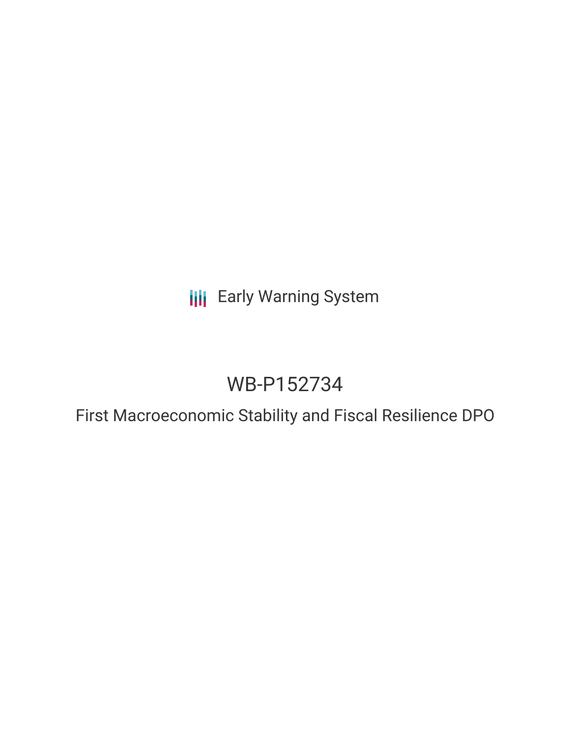Early Warning System

# WB-P152734

## First Macroeconomic Stability and Fiscal Resilience DPO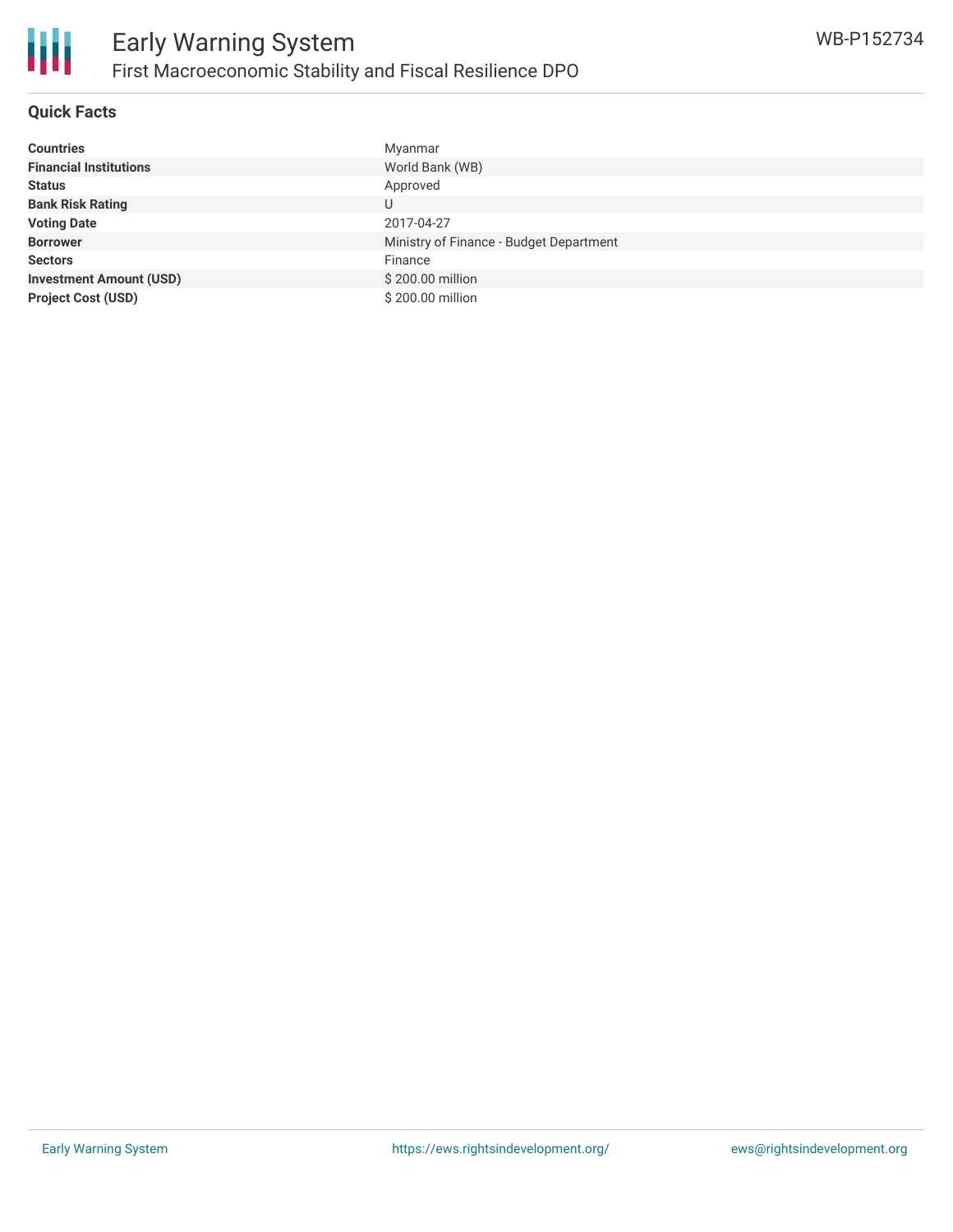## Quick Facts

| | |
|---|---|
| **Countries** | Myanmar |
| **Financial Institutions** | World Bank (WB) |
| **Status** | Approved |
| **Bank Risk Rating** | U |
| **Voting Date** | 2017-04-27 |
| **Borrower** | Ministry of Finance - Budget Department |
| **Sectors** | Finance |
| **Investment Amount (USD)** | $ 200.00 million |
| **Project Cost (USD)** | $ 200.00 million |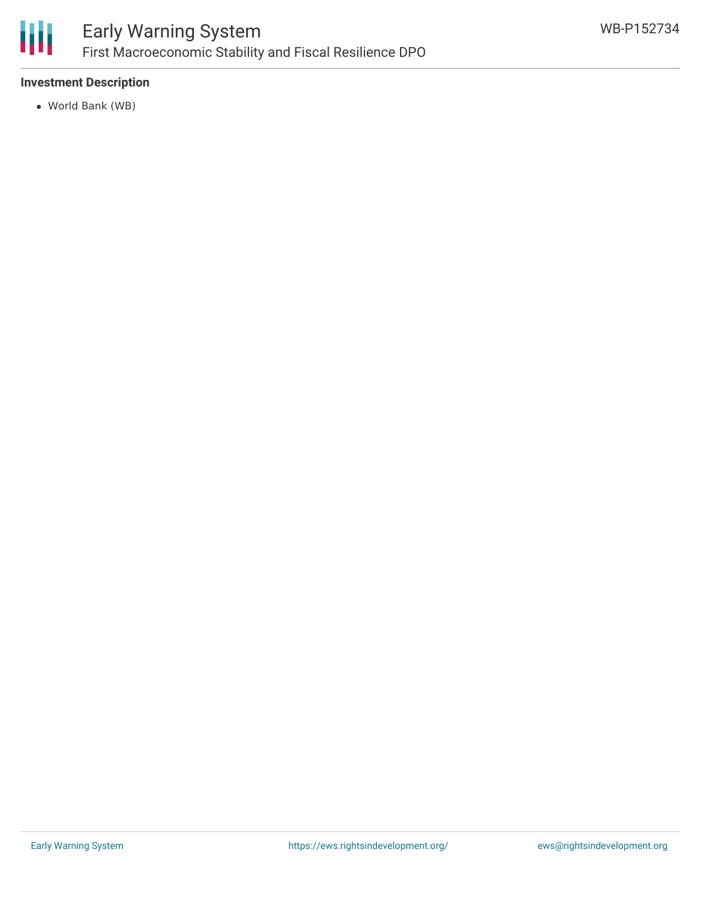### Investment Description

- World Bank (WB)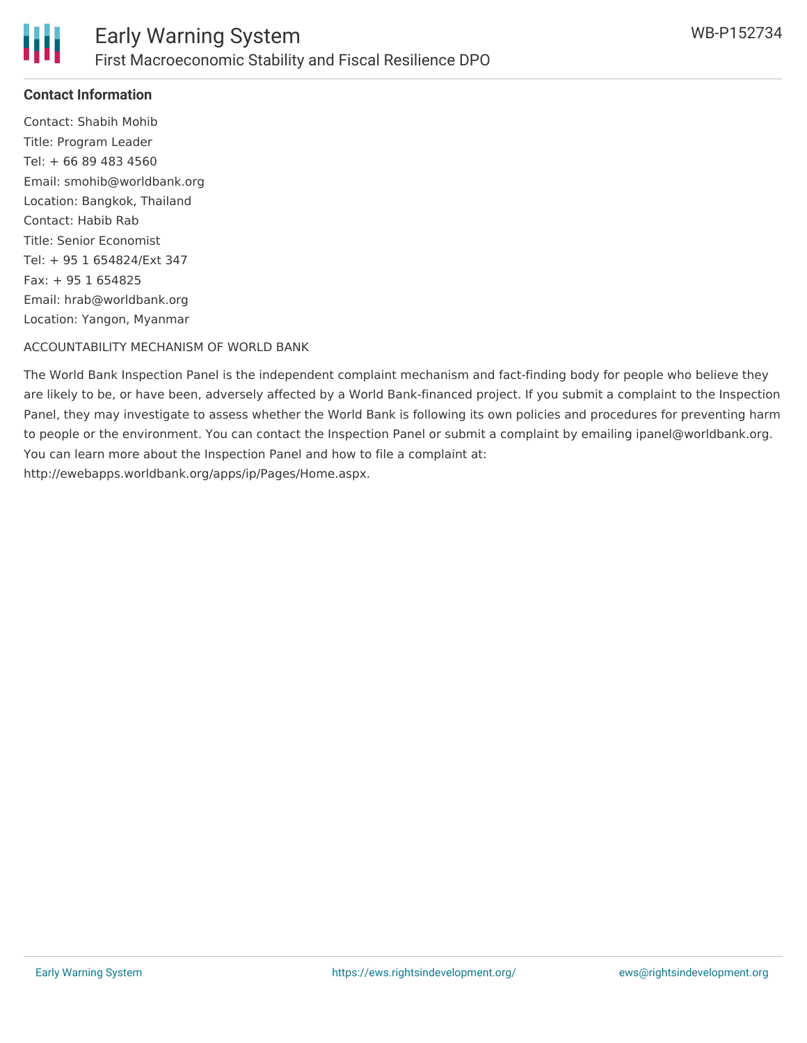**Contact Information**

Contact: Shabih Mohib
Title: Program Leader
Tel: + 66 89 483 4560
Email: smohib@worldbank.org
Location: Bangkok, Thailand
Contact: Habib Rab
Title: Senior Economist
Tel: + 95 1 654824/Ext 347
Fax: + 95 1 654825
Email: hrab@worldbank.org
Location: Yangon, Myanmar

ACCOUNTABILITY MECHANISM OF WORLD BANK

The World Bank Inspection Panel is the independent complaint mechanism and fact-finding body for people who believe they are likely to be, or have been, adversely affected by a World Bank-financed project. If you submit a complaint to the Inspection Panel, they may investigate to assess whether the World Bank is following its own policies and procedures for preventing harm to people or the environment. You can contact the Inspection Panel or submit a complaint by emailing ipanel@worldbank.org. You can learn more about the Inspection Panel and how to file a complaint at: http://ewebapps.worldbank.org/apps/ip/Pages/Home.aspx.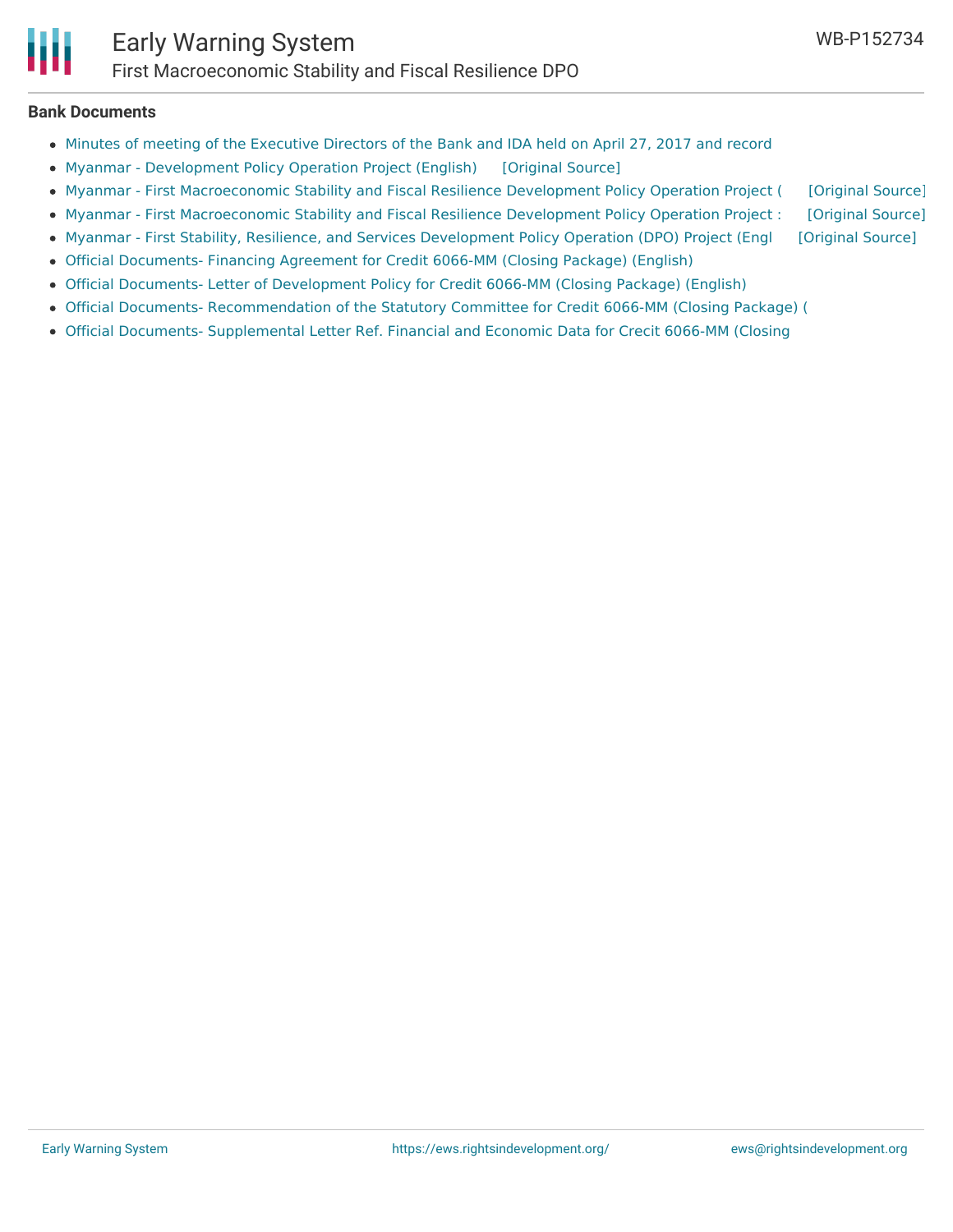**Bank Documents**

- Minutes of meeting of the Executive Directors of the Bank and IDA held on April 27, 2017 and record
- Myanmar - Development Policy Operation Project (English) [Original Source]
- Myanmar - First Macroeconomic Stability and Fiscal Resilience Development Policy Operation Project ( [Original Source]
- Myanmar - First Macroeconomic Stability and Fiscal Resilience Development Policy Operation Project : [Original Source]
- Myanmar - First Stability, Resilience, and Services Development Policy Operation (DPO) Project (Engl [Original Source]
- Official Documents- Financing Agreement for Credit 6066-MM (Closing Package) (English)
- Official Documents- Letter of Development Policy for Credit 6066-MM (Closing Package) (English)
- Official Documents- Recommendation of the Statutory Committee for Credit 6066-MM (Closing Package) (
- Official Documents- Supplemental Letter Ref. Financial and Economic Data for Crecit 6066-MM (Closing